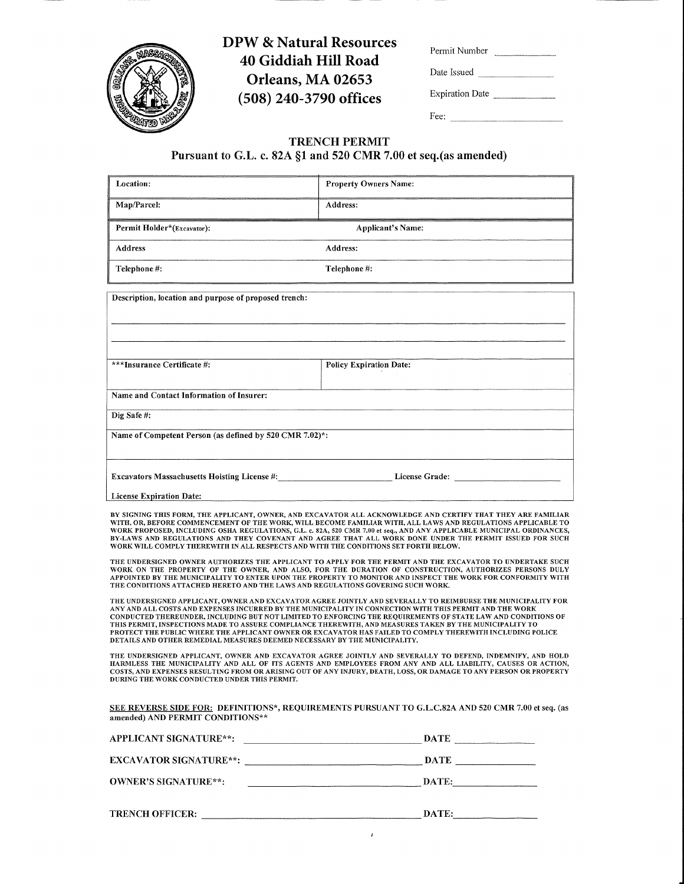# DPW & Natural Resources
**40 Giddiah Hill Road**
**Orleans, MA 02653**
**(508) 240-3790 offices**

Permit Number ____________

Date Issued ______________

Expiration Date ____________

Fee: ______________________

## TRENCH PERMIT
### Pursuant to G.L. c. 82A §1 and 520 CMR 7.00 et seq.(as amended)

| | |
|---|---|
| **Location:** | **Property Owners Name:** |
| **Map/Parcel:** | **Address:** |
| **Permit Holder*(Excavator):** | **Applicant's Name:** |
| **Address** | **Address:** |
| **Telephone #:** | **Telephone #:** |

**Description, location and purpose of proposed trench:**

______________________________________________________________________

______________________________________________________________________

| | |
|---|---|
| **\*\*\*Insurance Certificate #:** | **Policy Expiration Date:** |

**Name and Contact Information of Insurer:**

**Dig Safe #:**

**Name of Competent Person (as defined by 520 CMR 7.02)*:**

**Excavators Massachusetts Hoisting License #:**____________________ **License Grade:** ____________________

**License Expiration Date:**

BY SIGNING THIS FORM, THE APPLICANT, OWNER, AND EXCAVATOR ALL ACKNOWLEDGE AND CERTIFY THAT THEY ARE FAMILIAR WITH, OR, BEFORE COMMENCEMENT OF THE WORK, WILL BECOME FAMILIAR WITH, ALL LAWS AND REGULATIONS APPLICABLE TO WORK PROPOSED, INCLUDING OSHA REGULATIONS, G.L. c. 82A, 520 CMR 7.00 et seq., AND ANY APPLICABLE MUNICIPAL ORDINANCES, BY-LAWS AND REGULATIONS AND THEY COVENANT AND AGREE THAT ALL WORK DONE UNDER THE PERMIT ISSUED FOR SUCH WORK WILL COMPLY THEREWITH IN ALL RESPECTS AND WITH THE CONDITIONS SET FORTH BELOW.

THE UNDERSIGNED OWNER AUTHORIZES THE APPLICANT TO APPLY FOR THE PERMIT AND THE EXCAVATOR TO UNDERTAKE SUCH WORK ON THE PROPERTY OF THE OWNER, AND ALSO, FOR THE DURATION OF CONSTRUCTION, AUTHORIZES PERSONS DULY APPOINTED BY THE MUNICIPALITY TO ENTER UPON THE PROPERTY TO MONITOR AND INSPECT THE WORK FOR CONFORMITY WITH THE CONDITIONS ATTACHED HERETO AND THE LAWS AND REGULATIONS GOVERING SUCH WORK.

THE UNDERSIGNED APPLICANT, OWNER AND EXCAVATOR AGREE JOINTLY AND SEVERALLY TO REIMBURSE THE MUNICIPALITY FOR ANY AND ALL COSTS AND EXPENSES INCURRED BY THE MUNICIPALITY IN CONNECTION WITH THIS PERMIT AND THE WORK CONDUCTED THEREUNDER, INCLUDING BUT NOT LIMITED TO ENFORCING THE REQUIREMENTS OF STATE LAW AND CONDITIONS OF THIS PERMIT, INSPECTIONS MADE TO ASSURE COMPLIANCE THEREWITH, AND MEASURES TAKEN BY THE MUNICIPALITY TO PROTECT THE PUBLIC WHERE THE APPLICANT OWNER OR EXCAVATOR HAS FAILED TO COMPLY THEREWITH INCLUDING POLICE DETAILS AND OTHER REMEDIAL MEASURES DEEMED NECESSARY BY THE MUNICIPALITY.

THE UNDERSIGNED APPLICANT, OWNER AND EXCAVATOR AGREE JOINTLY AND SEVERALLY TO DEFEND, INDEMNIFY, AND HOLD HARMLESS THE MUNICIPALITY AND ALL OF ITS AGENTS AND EMPLOYEES FROM ANY AND ALL LIABILITY, CAUSES OR ACTION, COSTS, AND EXPENSES RESULTING FROM OR ARISING OUT OF ANY INJURY, DEATH, LOSS, OR DAMAGE TO ANY PERSON OR PROPERTY DURING THE WORK CONDUCTED UNDER THIS PERMIT.

<u>SEE REVERSE SIDE FOR:</u> **DEFINITIONS*, REQUIREMENTS PURSUANT TO G.L.C.82A AND 520 CMR 7.00 et seq. (as amended) AND PERMIT CONDITIONS****

**APPLICANT SIGNATURE\*\*:** ______________________________ **DATE** ______________

**EXCAVATOR SIGNATURE\*\*:** ______________________________ **DATE** ______________

**OWNER'S SIGNATURE\*\*:** ______________________________ **DATE:** ______________

**TRENCH OFFICER:** ______________________________ **DATE:** ______________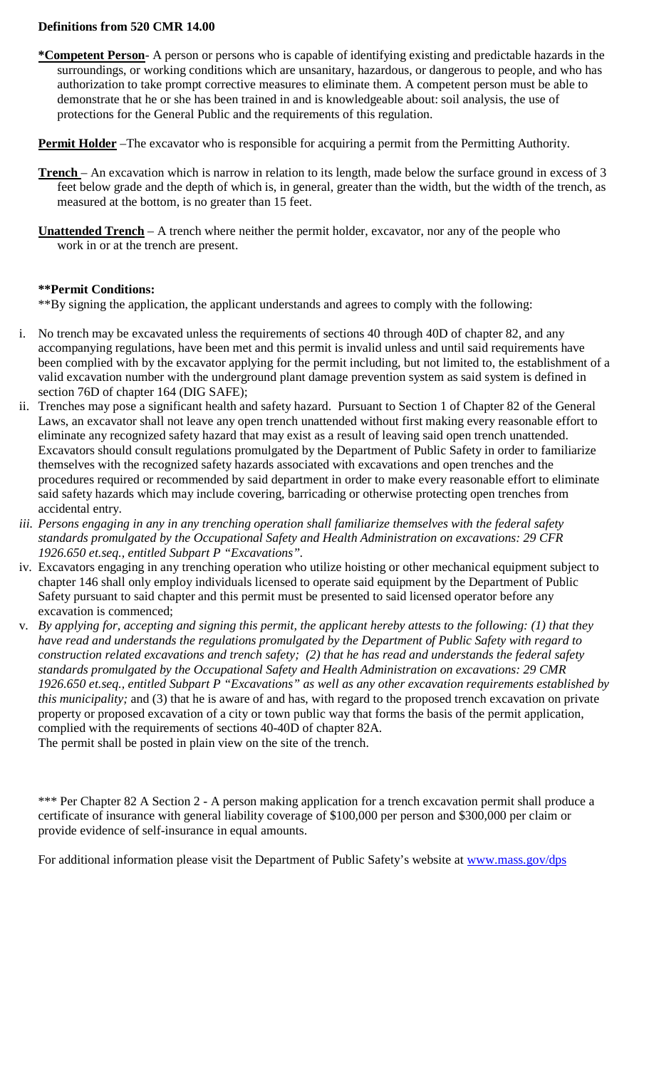**Definitions from 520 CMR 14.00**

***Competent Person**- A person or persons who is capable of identifying existing and predictable hazards in the surroundings, or working conditions which are unsanitary, hazardous, or dangerous to people, and who has authorization to take prompt corrective measures to eliminate them. A competent person must be able to demonstrate that he or she has been trained in and is knowledgeable about: soil analysis, the use of protections for the General Public and the requirements of this regulation.

**Permit Holder** –The excavator who is responsible for acquiring a permit from the Permitting Authority.

**Trench** – An excavation which is narrow in relation to its length, made below the surface ground in excess of 3 feet below grade and the depth of which is, in general, greater than the width, but the width of the trench, as measured at the bottom, is no greater than 15 feet.

**Unattended Trench** – A trench where neither the permit holder, excavator, nor any of the people who work in or at the trench are present.

****Permit Conditions:**

**By signing the application, the applicant understands and agrees to comply with the following:

i. No trench may be excavated unless the requirements of sections 40 through 40D of chapter 82, and any accompanying regulations, have been met and this permit is invalid unless and until said requirements have been complied with by the excavator applying for the permit including, but not limited to, the establishment of a valid excavation number with the underground plant damage prevention system as said system is defined in section 76D of chapter 164 (DIG SAFE);
ii. Trenches may pose a significant health and safety hazard. Pursuant to Section 1 of Chapter 82 of the General Laws, an excavator shall not leave any open trench unattended without first making every reasonable effort to eliminate any recognized safety hazard that may exist as a result of leaving said open trench unattended. Excavators should consult regulations promulgated by the Department of Public Safety in order to familiarize themselves with the recognized safety hazards associated with excavations and open trenches and the procedures required or recommended by said department in order to make every reasonable effort to eliminate said safety hazards which may include covering, barricading or otherwise protecting open trenches from accidental entry.
iii. *Persons engaging in any in any trenching operation shall familiarize themselves with the federal safety standards promulgated by the Occupational Safety and Health Administration on excavations: 29 CFR 1926.650 et.seq., entitled Subpart P "Excavations".*
iv. Excavators engaging in any trenching operation who utilize hoisting or other mechanical equipment subject to chapter 146 shall only employ individuals licensed to operate said equipment by the Department of Public Safety pursuant to said chapter and this permit must be presented to said licensed operator before any excavation is commenced;
v. *By applying for, accepting and signing this permit, the applicant hereby attests to the following: (1) that they have read and understands the regulations promulgated by the Department of Public Safety with regard to construction related excavations and trench safety; (2) that he has read and understands the federal safety standards promulgated by the Occupational Safety and Health Administration on excavations: 29 CMR 1926.650 et.seq., entitled Subpart P "Excavations" as well as any other excavation requirements established by this municipality;* and (3) that he is aware of and has, with regard to the proposed trench excavation on private property or proposed excavation of a city or town public way that forms the basis of the permit application, complied with the requirements of sections 40-40D of chapter 82A.
The permit shall be posted in plain view on the site of the trench.

*** Per Chapter 82 A Section 2 - A person making application for a trench excavation permit shall produce a certificate of insurance with general liability coverage of $100,000 per person and $300,000 per claim or provide evidence of self-insurance in equal amounts.

For additional information please visit the Department of Public Safety's website at www.mass.gov/dps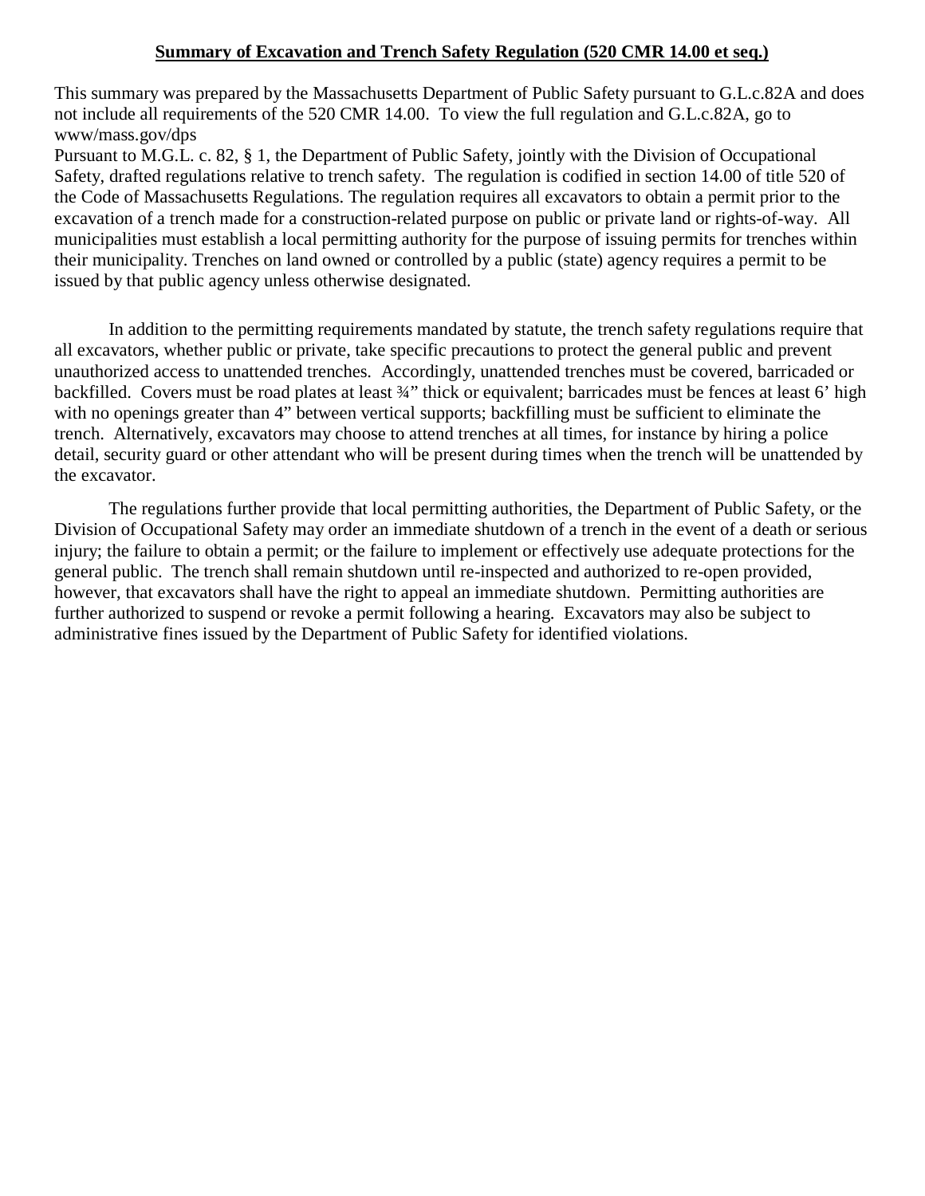**Summary of Excavation and Trench Safety Regulation (520 CMR 14.00 et seq.)**

This summary was prepared by the Massachusetts Department of Public Safety pursuant to G.L.c.82A and does not include all requirements of the 520 CMR 14.00. To view the full regulation and G.L.c.82A, go to www/mass.gov/dps

Pursuant to M.G.L. c. 82, § 1, the Department of Public Safety, jointly with the Division of Occupational Safety, drafted regulations relative to trench safety. The regulation is codified in section 14.00 of title 520 of the Code of Massachusetts Regulations. The regulation requires all excavators to obtain a permit prior to the excavation of a trench made for a construction-related purpose on public or private land or rights-of-way. All municipalities must establish a local permitting authority for the purpose of issuing permits for trenches within their municipality. Trenches on land owned or controlled by a public (state) agency requires a permit to be issued by that public agency unless otherwise designated.

In addition to the permitting requirements mandated by statute, the trench safety regulations require that all excavators, whether public or private, take specific precautions to protect the general public and prevent unauthorized access to unattended trenches. Accordingly, unattended trenches must be covered, barricaded or backfilled. Covers must be road plates at least ¾" thick or equivalent; barricades must be fences at least 6' high with no openings greater than 4" between vertical supports; backfilling must be sufficient to eliminate the trench. Alternatively, excavators may choose to attend trenches at all times, for instance by hiring a police detail, security guard or other attendant who will be present during times when the trench will be unattended by the excavator.

The regulations further provide that local permitting authorities, the Department of Public Safety, or the Division of Occupational Safety may order an immediate shutdown of a trench in the event of a death or serious injury; the failure to obtain a permit; or the failure to implement or effectively use adequate protections for the general public. The trench shall remain shutdown until re-inspected and authorized to re-open provided, however, that excavators shall have the right to appeal an immediate shutdown. Permitting authorities are further authorized to suspend or revoke a permit following a hearing. Excavators may also be subject to administrative fines issued by the Department of Public Safety for identified violations.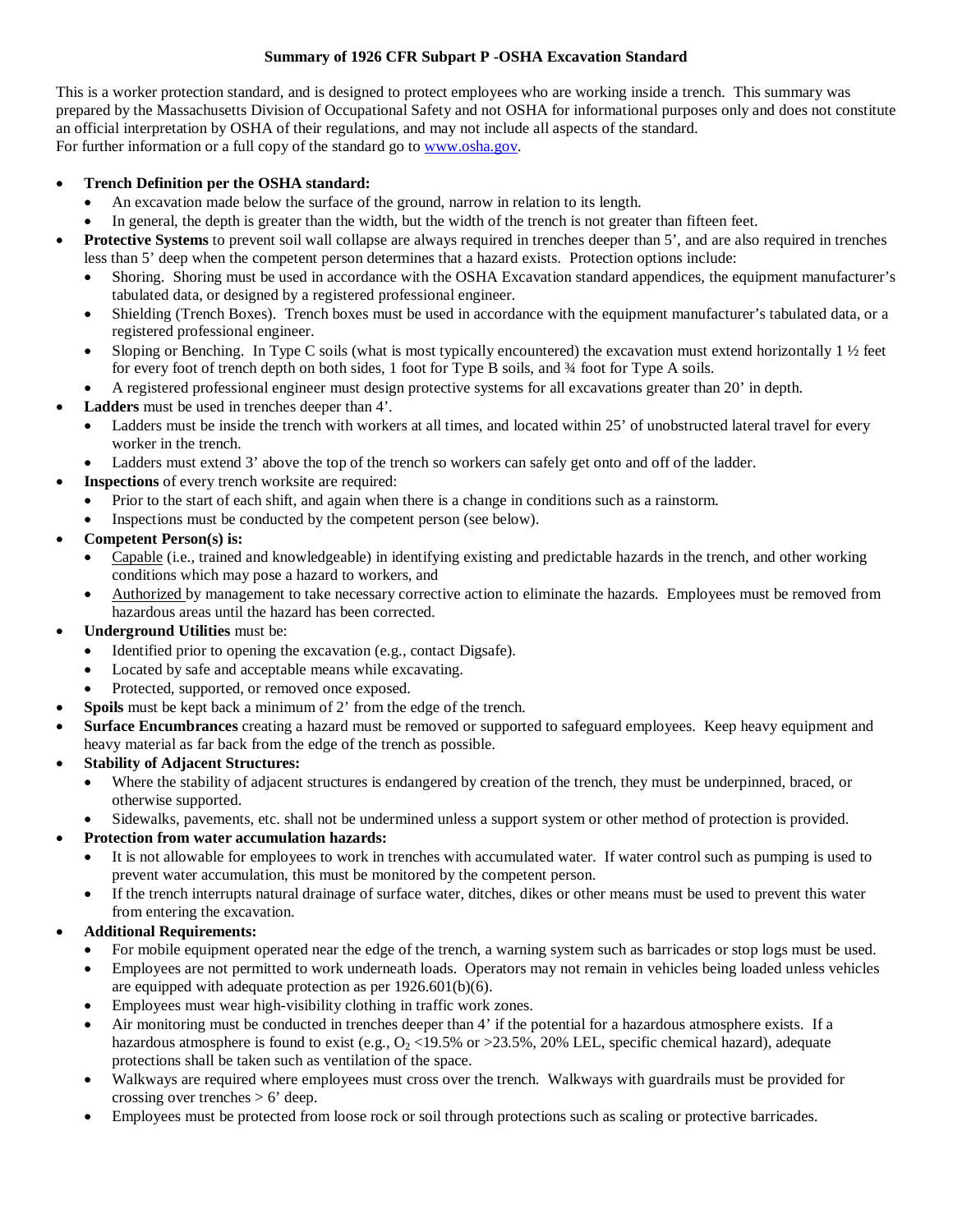# Summary of 1926 CFR Subpart P -OSHA Excavation Standard

This is a worker protection standard, and is designed to protect employees who are working inside a trench. This summary was prepared by the Massachusetts Division of Occupational Safety and not OSHA for informational purposes only and does not constitute an official interpretation by OSHA of their regulations, and may not include all aspects of the standard. For further information or a full copy of the standard go to www.osha.gov.

- **Trench Definition per the OSHA standard:**
  - An excavation made below the surface of the ground, narrow in relation to its length.
  - In general, the depth is greater than the width, but the width of the trench is not greater than fifteen feet.
- **Protective Systems** to prevent soil wall collapse are always required in trenches deeper than 5', and are also required in trenches less than 5' deep when the competent person determines that a hazard exists. Protection options include:
  - Shoring. Shoring must be used in accordance with the OSHA Excavation standard appendices, the equipment manufacturer's tabulated data, or designed by a registered professional engineer.
  - Shielding (Trench Boxes). Trench boxes must be used in accordance with the equipment manufacturer's tabulated data, or a registered professional engineer.
  - Sloping or Benching. In Type C soils (what is most typically encountered) the excavation must extend horizontally 1 ½ feet for every foot of trench depth on both sides, 1 foot for Type B soils, and ¾ foot for Type A soils.
  - A registered professional engineer must design protective systems for all excavations greater than 20' in depth.
- **Ladders** must be used in trenches deeper than 4'.
  - Ladders must be inside the trench with workers at all times, and located within 25' of unobstructed lateral travel for every worker in the trench.
  - Ladders must extend 3' above the top of the trench so workers can safely get onto and off of the ladder.
- **Inspections** of every trench worksite are required:
  - Prior to the start of each shift, and again when there is a change in conditions such as a rainstorm.
  - Inspections must be conducted by the competent person (see below).
- **Competent Person(s) is:**
  - Capable (i.e., trained and knowledgeable) in identifying existing and predictable hazards in the trench, and other working conditions which may pose a hazard to workers, and
  - Authorized by management to take necessary corrective action to eliminate the hazards. Employees must be removed from hazardous areas until the hazard has been corrected.
- **Underground Utilities** must be:
  - Identified prior to opening the excavation (e.g., contact Digsafe).
  - Located by safe and acceptable means while excavating.
  - Protected, supported, or removed once exposed.
- **Spoils** must be kept back a minimum of 2' from the edge of the trench.
- **Surface Encumbrances** creating a hazard must be removed or supported to safeguard employees. Keep heavy equipment and heavy material as far back from the edge of the trench as possible.
- **Stability of Adjacent Structures:**
  - Where the stability of adjacent structures is endangered by creation of the trench, they must be underpinned, braced, or otherwise supported.
  - Sidewalks, pavements, etc. shall not be undermined unless a support system or other method of protection is provided.
- **Protection from water accumulation hazards:**
  - It is not allowable for employees to work in trenches with accumulated water. If water control such as pumping is used to prevent water accumulation, this must be monitored by the competent person.
  - If the trench interrupts natural drainage of surface water, ditches, dikes or other means must be used to prevent this water from entering the excavation.
- **Additional Requirements:**
  - For mobile equipment operated near the edge of the trench, a warning system such as barricades or stop logs must be used.
  - Employees are not permitted to work underneath loads. Operators may not remain in vehicles being loaded unless vehicles are equipped with adequate protection as per 1926.601(b)(6).
  - Employees must wear high-visibility clothing in traffic work zones.
  - Air monitoring must be conducted in trenches deeper than 4' if the potential for a hazardous atmosphere exists. If a hazardous atmosphere is found to exist (e.g., $O_2$ <19.5% or >23.5%, 20% LEL, specific chemical hazard), adequate protections shall be taken such as ventilation of the space.
  - Walkways are required where employees must cross over the trench. Walkways with guardrails must be provided for crossing over trenches > 6' deep.
  - Employees must be protected from loose rock or soil through protections such as scaling or protective barricades.